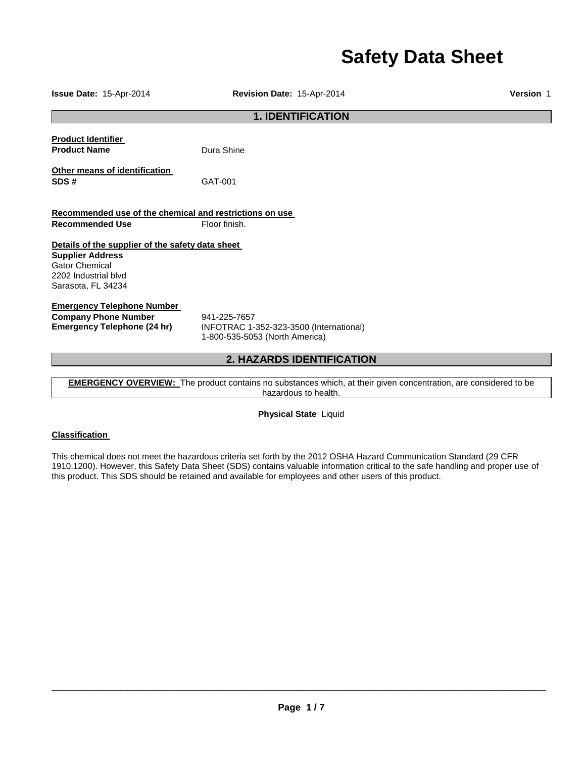# Safety Data Sheet

**Issue Date:** 15-Apr-2014 **Revision Date:** 15-Apr-2014 **Version** 1

## 1. IDENTIFICATION

**Product Identifier**

**Product Name** Dura Shine

**Other means of identification**

**SDS #** GAT-001

**Recommended use of the chemical and restrictions on use**

**Recommended Use** Floor finish.

**Details of the supplier of the safety data sheet**

**Supplier Address**
Gator Chemical
2202 Industrial blvd
Sarasota, FL 34234

**Emergency Telephone Number**

**Company Phone Number** 941-225-7657

**Emergency Telephone (24 hr)** INFOTRAC 1-352-323-3500 (International)
1-800-535-5053 (North America)

## 2. HAZARDS IDENTIFICATION

**EMERGENCY OVERVIEW:** The product contains no substances which, at their given concentration, are considered to be hazardous to health.

**Physical State** Liquid

**Classification**

This chemical does not meet the hazardous criteria set forth by the 2012 OSHA Hazard Communication Standard (29 CFR 1910.1200). However, this Safety Data Sheet (SDS) contains valuable information critical to the safe handling and proper use of this product. This SDS should be retained and available for employees and other users of this product.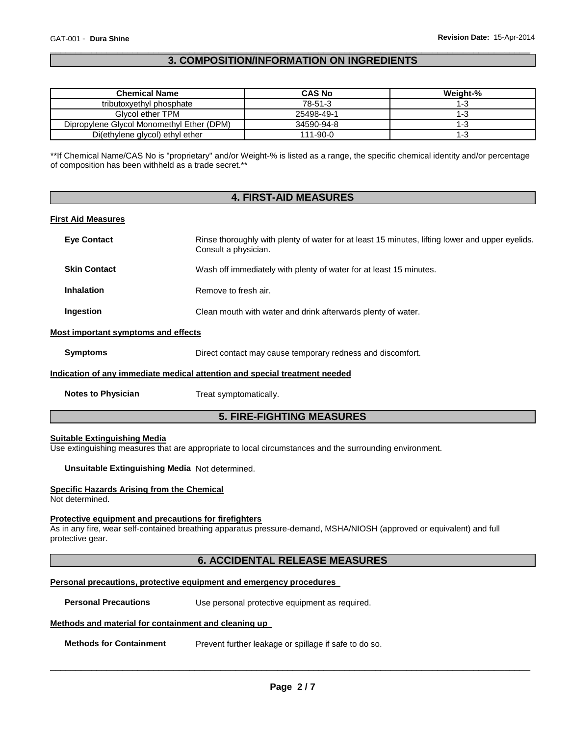## 3. COMPOSITION/INFORMATION ON INGREDIENTS

| Chemical Name | CAS No | Weight-% |
|---|---|---|
| tributoxyethyl phosphate | 78-51-3 | 1-3 |
| Glycol ether TPM | 25498-49-1 | 1-3 |
| Dipropylene Glycol Monomethyl Ether (DPM) | 34590-94-8 | 1-3 |
| Di(ethylene glycol) ethyl ether | 111-90-0 | 1-3 |

**If Chemical Name/CAS No is "proprietary" and/or Weight-% is listed as a range, the specific chemical identity and/or percentage of composition has been withheld as a trade secret.**

## 4. FIRST-AID MEASURES

### First Aid Measures

**Eye Contact** Rinse thoroughly with plenty of water for at least 15 minutes, lifting lower and upper eyelids. Consult a physician.

**Skin Contact** Wash off immediately with plenty of water for at least 15 minutes.

**Inhalation** Remove to fresh air.

**Ingestion** Clean mouth with water and drink afterwards plenty of water.

### Most important symptoms and effects

**Symptoms** Direct contact may cause temporary redness and discomfort.

### Indication of any immediate medical attention and special treatment needed

**Notes to Physician** Treat symptomatically.

## 5. FIRE-FIGHTING MEASURES

### Suitable Extinguishing Media

Use extinguishing measures that are appropriate to local circumstances and the surrounding environment.

**Unsuitable Extinguishing Media** Not determined.

### Specific Hazards Arising from the Chemical

Not determined.

### Protective equipment and precautions for firefighters

As in any fire, wear self-contained breathing apparatus pressure-demand, MSHA/NIOSH (approved or equivalent) and full protective gear.

## 6. ACCIDENTAL RELEASE MEASURES

### Personal precautions, protective equipment and emergency procedures

**Personal Precautions** Use personal protective equipment as required.

### Methods and material for containment and cleaning up

**Methods for Containment** Prevent further leakage or spillage if safe to do so.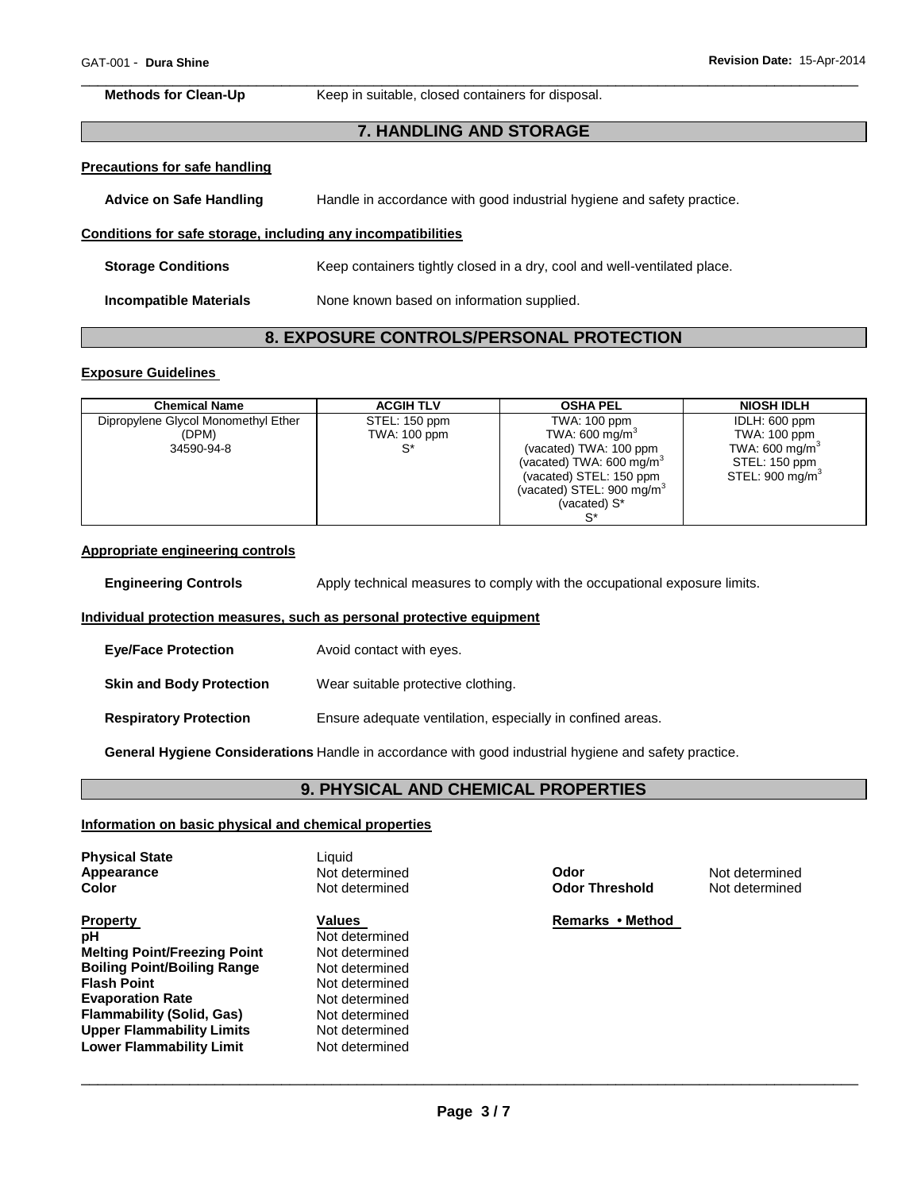**Methods for Clean-Up** Keep in suitable, closed containers for disposal.

## 7. HANDLING AND STORAGE

**Precautions for safe handling**

**Advice on Safe Handling** Handle in accordance with good industrial hygiene and safety practice.

**Conditions for safe storage, including any incompatibilities**

**Storage Conditions** Keep containers tightly closed in a dry, cool and well-ventilated place.

**Incompatible Materials** None known based on information supplied.

## 8. EXPOSURE CONTROLS/PERSONAL PROTECTION

**Exposure Guidelines**

| Chemical Name | ACGIH TLV | OSHA PEL | NIOSH IDLH |
|---|---|---|---|
| Dipropylene Glycol Monomethyl Ether (DPM) 34590-94-8 | STEL: 150 ppm TWA: 100 ppm S* | TWA: 100 ppm TWA: 600 mg/m$^3$ (vacated) TWA: 100 ppm (vacated) TWA: 600 mg/m$^3$ (vacated) STEL: 150 ppm (vacated) STEL: 900 mg/m$^3$ (vacated) S* S* | IDLH: 600 ppm TWA: 100 ppm TWA: 600 mg/m$^3$ STEL: 150 ppm STEL: 900 mg/m$^3$ |

**Appropriate engineering controls**

**Engineering Controls** Apply technical measures to comply with the occupational exposure limits.

**Individual protection measures, such as personal protective equipment**

**Eye/Face Protection** Avoid contact with eyes.

**Skin and Body Protection** Wear suitable protective clothing.

**Respiratory Protection** Ensure adequate ventilation, especially in confined areas.

**General Hygiene Considerations** Handle in accordance with good industrial hygiene and safety practice.

## 9. PHYSICAL AND CHEMICAL PROPERTIES

**Information on basic physical and chemical properties**

**Physical State** Liquid
**Appearance** Not determined
**Color** Not determined
**Odor** Not determined
**Odor Threshold** Not determined

| Property | Values | Remarks • Method |
|---|---|---|
| pH | Not determined | |
| Melting Point/Freezing Point | Not determined | |
| Boiling Point/Boiling Range | Not determined | |
| Flash Point | Not determined | |
| Evaporation Rate | Not determined | |
| Flammability (Solid, Gas) | Not determined | |
| Upper Flammability Limits | Not determined | |
| Lower Flammability Limit | Not determined | |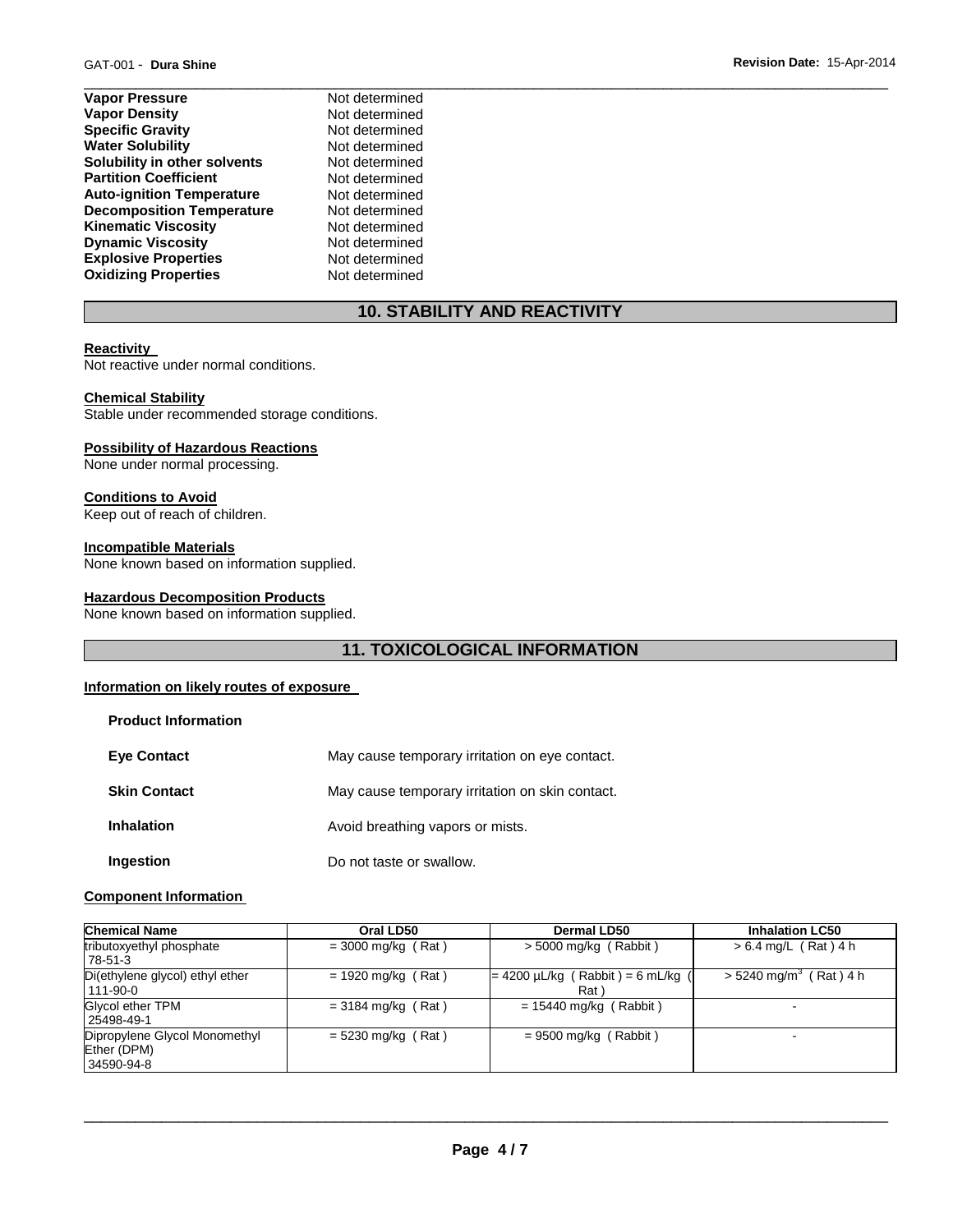| | |
|---|---|
| **Vapor Pressure** | Not determined |
| **Vapor Density** | Not determined |
| **Specific Gravity** | Not determined |
| **Water Solubility** | Not determined |
| **Solubility in other solvents** | Not determined |
| **Partition Coefficient** | Not determined |
| **Auto-ignition Temperature** | Not determined |
| **Decomposition Temperature** | Not determined |
| **Kinematic Viscosity** | Not determined |
| **Dynamic Viscosity** | Not determined |
| **Explosive Properties** | Not determined |
| **Oxidizing Properties** | Not determined |

## 10. STABILITY AND REACTIVITY

**Reactivity**
Not reactive under normal conditions.

**Chemical Stability**
Stable under recommended storage conditions.

**Possibility of Hazardous Reactions**
None under normal processing.

**Conditions to Avoid**
Keep out of reach of children.

**Incompatible Materials**
None known based on information supplied.

**Hazardous Decomposition Products**
None known based on information supplied.

## 11. TOXICOLOGICAL INFORMATION

**Information on likely routes of exposure**

**Product Information**

| | |
|---|---|
| **Eye Contact** | May cause temporary irritation on eye contact. |
| **Skin Contact** | May cause temporary irritation on skin contact. |
| **Inhalation** | Avoid breathing vapors or mists. |
| **Ingestion** | Do not taste or swallow. |

**Component Information**

| Chemical Name | Oral LD50 | Dermal LD50 | Inhalation LC50 |
|---|---|---|---|
| tributoxyethyl phosphate 78-51-3 | = 3000 mg/kg ( Rat ) | > 5000 mg/kg ( Rabbit ) | > 6.4 mg/L ( Rat ) 4 h |
| Di(ethylene glycol) ethyl ether 111-90-0 | = 1920 mg/kg ( Rat ) | = 4200 µL/kg ( Rabbit ) = 6 mL/kg ( Rat ) | > 5240 mg/m$^3$ ( Rat ) 4 h |
| Glycol ether TPM 25498-49-1 | = 3184 mg/kg ( Rat ) | = 15440 mg/kg ( Rabbit ) | - |
| Dipropylene Glycol Monomethyl Ether (DPM) 34590-94-8 | = 5230 mg/kg ( Rat ) | = 9500 mg/kg ( Rabbit ) | - |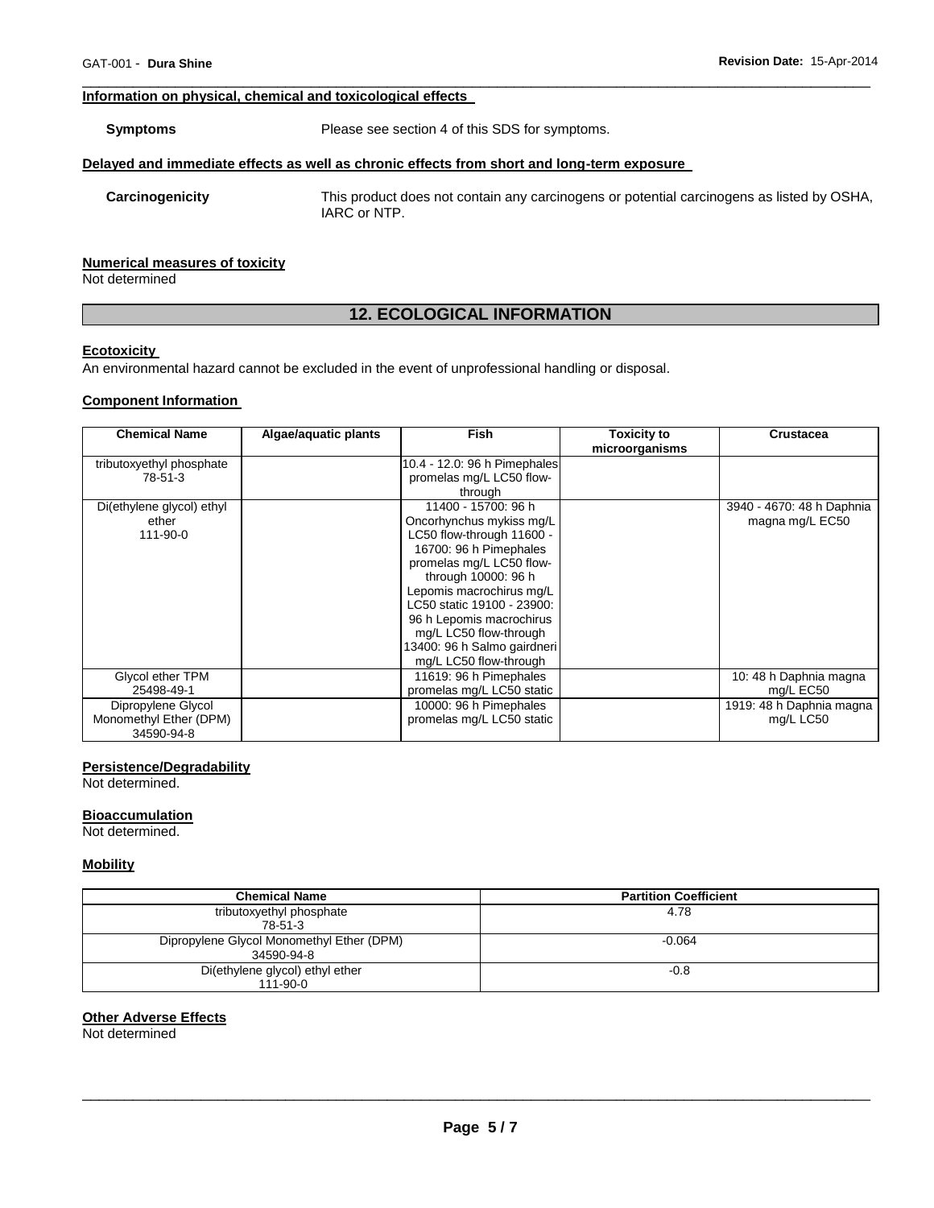**Information on physical, chemical and toxicological effects**

**Symptoms** Please see section 4 of this SDS for symptoms.

**Delayed and immediate effects as well as chronic effects from short and long-term exposure**

**Carcinogenicity** This product does not contain any carcinogens or potential carcinogens as listed by OSHA, IARC or NTP.

**Numerical measures of toxicity**

Not determined

## 12. ECOLOGICAL INFORMATION

**Ecotoxicity**

An environmental hazard cannot be excluded in the event of unprofessional handling or disposal.

**Component Information**

| Chemical Name | Algae/aquatic plants | Fish | Toxicity to microorganisms | Crustacea |
|---|---|---|---|---|
| tributoxyethyl phosphate 78-51-3 | | 10.4 - 12.0: 96 h Pimephales promelas mg/L LC50 flow-through | | |
| Di(ethylene glycol) ethyl ether 111-90-0 | | 11400 - 15700: 96 h Oncorhynchus mykiss mg/L LC50 flow-through 11600 - 16700: 96 h Pimephales promelas mg/L LC50 flow-through 10000: 96 h Lepomis macrochirus mg/L LC50 static 19100 - 23900: 96 h Lepomis macrochirus mg/L LC50 flow-through 13400: 96 h Salmo gairdneri mg/L LC50 flow-through | | 3940 - 4670: 48 h Daphnia magna mg/L EC50 |
| Glycol ether TPM 25498-49-1 | | 11619: 96 h Pimephales promelas mg/L LC50 static | | 10: 48 h Daphnia magna mg/L EC50 |
| Dipropylene Glycol Monomethyl Ether (DPM) 34590-94-8 | | 10000: 96 h Pimephales promelas mg/L LC50 static | | 1919: 48 h Daphnia magna mg/L LC50 |

**Persistence/Degradability**

Not determined.

**Bioaccumulation**

Not determined.

**Mobility**

| Chemical Name | Partition Coefficient |
|---|---|
| tributoxyethyl phosphate 78-51-3 | 4.78 |
| Dipropylene Glycol Monomethyl Ether (DPM) 34590-94-8 | -0.064 |
| Di(ethylene glycol) ethyl ether 111-90-0 | -0.8 |

**Other Adverse Effects**

Not determined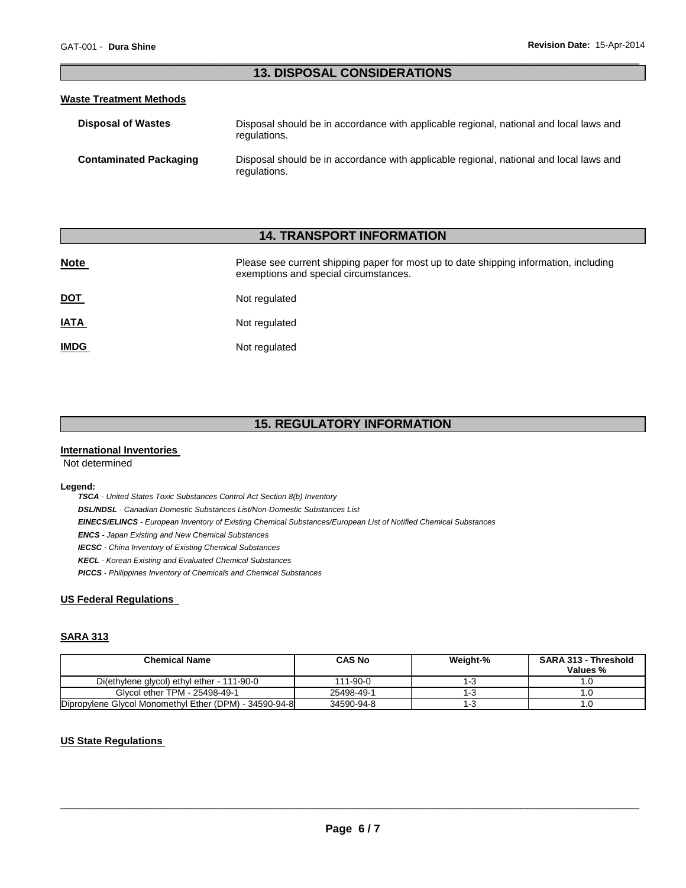## 13. DISPOSAL CONSIDERATIONS

### Waste Treatment Methods

**Disposal of Wastes** Disposal should be in accordance with applicable regional, national and local laws and regulations.

**Contaminated Packaging** Disposal should be in accordance with applicable regional, national and local laws and regulations.

## 14. TRANSPORT INFORMATION

**Note** Please see current shipping paper for most up to date shipping information, including exemptions and special circumstances.

**DOT** Not regulated

**IATA** Not regulated

**IMDG** Not regulated

## 15. REGULATORY INFORMATION

### International Inventories

Not determined

**Legend:**

***TSCA*** *- United States Toxic Substances Control Act Section 8(b) Inventory*

***DSL/NDSL*** *- Canadian Domestic Substances List/Non-Domestic Substances List*

***EINECS/ELINCS*** *- European Inventory of Existing Chemical Substances/European List of Notified Chemical Substances*

***ENCS*** *- Japan Existing and New Chemical Substances*

***IECSC*** *- China Inventory of Existing Chemical Substances*

***KECL*** *- Korean Existing and Evaluated Chemical Substances*

***PICCS*** *- Philippines Inventory of Chemicals and Chemical Substances*

### US Federal Regulations

### SARA 313

| Chemical Name | CAS No | Weight-% | SARA 313 - Threshold Values % |
|---|---|---|---|
| Di(ethylene glycol) ethyl ether - 111-90-0 | 111-90-0 | 1-3 | 1.0 |
| Glycol ether TPM - 25498-49-1 | 25498-49-1 | 1-3 | 1.0 |
| Dipropylene Glycol Monomethyl Ether (DPM) - 34590-94-8 | 34590-94-8 | 1-3 | 1.0 |

### US State Regulations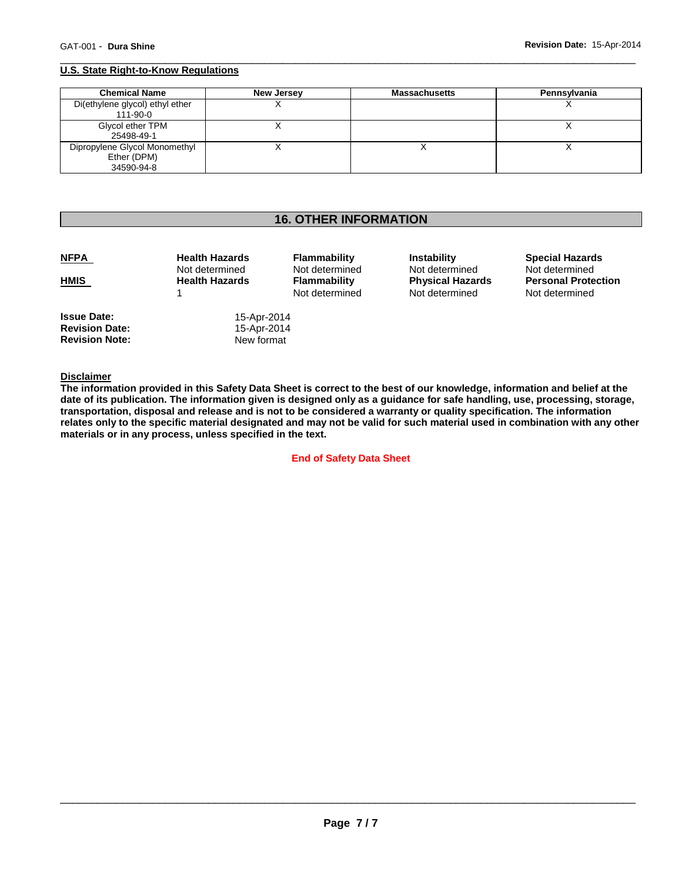**U.S. State Right-to-Know Regulations**

| Chemical Name | New Jersey | Massachusetts | Pennsylvania |
|---|---|---|---|
| Di(ethylene glycol) ethyl ether 111-90-0 | X | | X |
| Glycol ether TPM 25498-49-1 | X | | X |
| Dipropylene Glycol Monomethyl Ether (DPM) 34590-94-8 | X | X | X |

## 16. OTHER INFORMATION

| | | | | |
|---|---|---|---|---|
| **NFPA** | **Health Hazards** Not determined | **Flammability** Not determined | **Instability** Not determined | **Special Hazards** Not determined |
| **HMIS** | **Health Hazards** 1 | **Flammability** Not determined | **Physical Hazards** Not determined | **Personal Protection** Not determined |

**Issue Date:** 15-Apr-2014
**Revision Date:** 15-Apr-2014
**Revision Note:** New format

**Disclaimer**

**The information provided in this Safety Data Sheet is correct to the best of our knowledge, information and belief at the date of its publication. The information given is designed only as a guidance for safe handling, use, processing, storage, transportation, disposal and release and is not to be considered a warranty or quality specification. The information relates only to the specific material designated and may not be valid for such material used in combination with any other materials or in any process, unless specified in the text.**

**End of Safety Data Sheet**